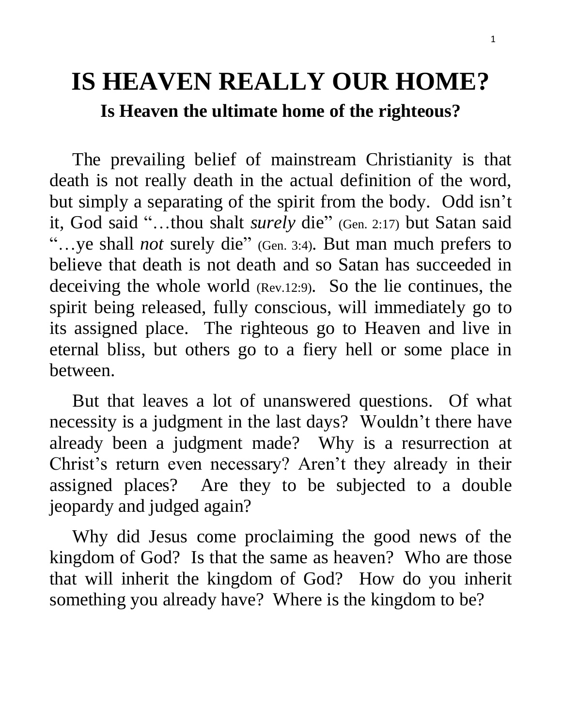# IS HEAVEN REALLY OUR HOME?

## Is Heaven the ultimate home of the righteous?

The prevailing belief of mainstream Christianity is that death is not really death in the actual definition of the word, but simply a separating of the spirit from the body. Odd isn't it, God said "…thou shalt *surely* die" (Gen. 2:17) but Satan said "…ye shall *not* surely die" (Gen. 3:4). But man much prefers to believe that death is not death and so Satan has succeeded in deceiving the whole world (Rev.12:9). So the lie continues, the spirit being released, fully conscious, will immediately go to its assigned place. The righteous go to Heaven and live in eternal bliss, but others go to a fiery hell or some place in between.

But that leaves a lot of unanswered questions. Of what necessity is a judgment in the last days? Wouldn't there have already been a judgment made? Why is a resurrection at Christ's return even necessary? Aren't they already in their assigned places? Are they to be subjected to a double jeopardy and judged again?

Why did Jesus come proclaiming the good news of the kingdom of God? Is that the same as heaven? Who are those that will inherit the kingdom of God? How do you inherit something you already have? Where is the kingdom to be?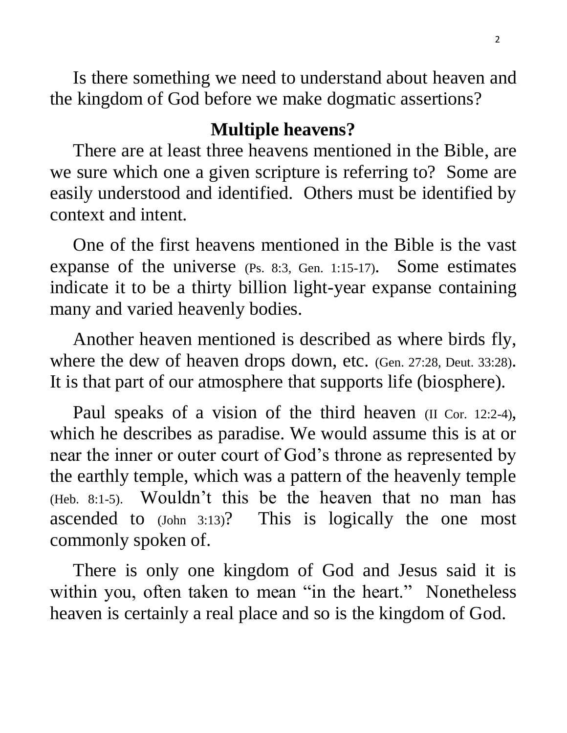Is there something we need to understand about heaven and the kingdom of God before we make dogmatic assertions?

## Multiple heavens?

There are at least three heavens mentioned in the Bible, are we sure which one a given scripture is referring to? Some are easily understood and identified. Others must be identified by context and intent.

One of the first heavens mentioned in the Bible is the vast expanse of the universe (Ps. 8:3, Gen. 1:15-17). Some estimates indicate it to be a thirty billion light-year expanse containing many and varied heavenly bodies.

Another heaven mentioned is described as where birds fly, where the dew of heaven drops down, etc. (Gen. 27:28, Deut. 33:28). It is that part of our atmosphere that supports life (biosphere).

Paul speaks of a vision of the third heaven (II Cor. 12:2-4), which he describes as paradise. We would assume this is at or near the inner or outer court of God's throne as represented by the earthly temple, which was a pattern of the heavenly temple (Heb. 8:1-5). Wouldn't this be the heaven that no man has ascended to (John 3:13)? This is logically the one most commonly spoken of.

There is only one kingdom of God and Jesus said it is within you, often taken to mean "in the heart." Nonetheless heaven is certainly a real place and so is the kingdom of God.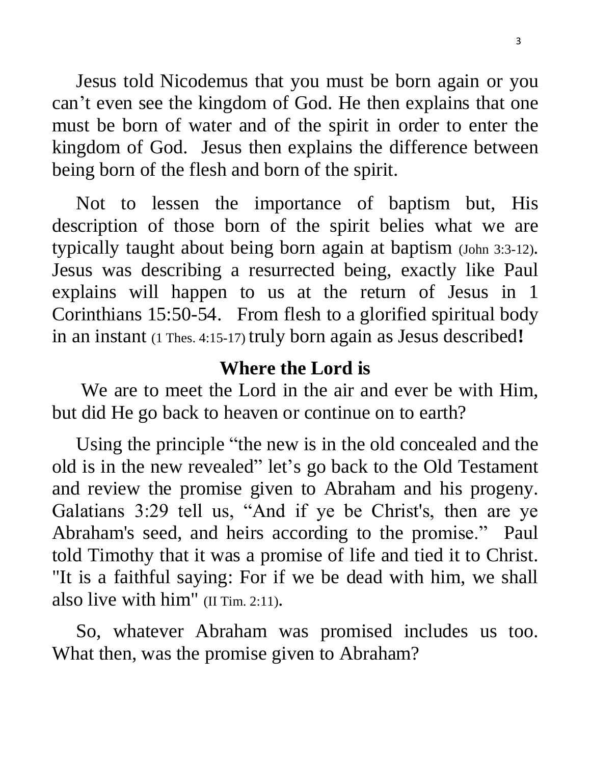Jesus told Nicodemus that you must be born again or you can't even see the kingdom of God. He then explains that one must be born of water and of the spirit in order to enter the kingdom of God. Jesus then explains the difference between being born of the flesh and born of the spirit.

Not to lessen the importance of baptism but, His description of those born of the spirit belies what we are typically taught about being born again at baptism (John 3:3-12). Jesus was describing a resurrected being, exactly like Paul explains will happen to us at the return of Jesus in 1 Corinthians 15:50-54. From flesh to a glorified spiritual body in an instant (1 Thes. 4:15-17) truly born again as Jesus described**!**

## Where the Lord is

We are to meet the Lord in the air and ever be with Him, but did He go back to heaven or continue on to earth?

Using the principle "the new is in the old concealed and the old is in the new revealed" let's go back to the Old Testament and review the promise given to Abraham and his progeny. Galatians 3:29 tell us, "And if ye be Christ's, then are ye Abraham's seed, and heirs according to the promise." Paul told Timothy that it was a promise of life and tied it to Christ. "It is a faithful saying: For if we be dead with him, we shall also live with him" (II Tim. 2:11).

So, whatever Abraham was promised includes us too. What then, was the promise given to Abraham?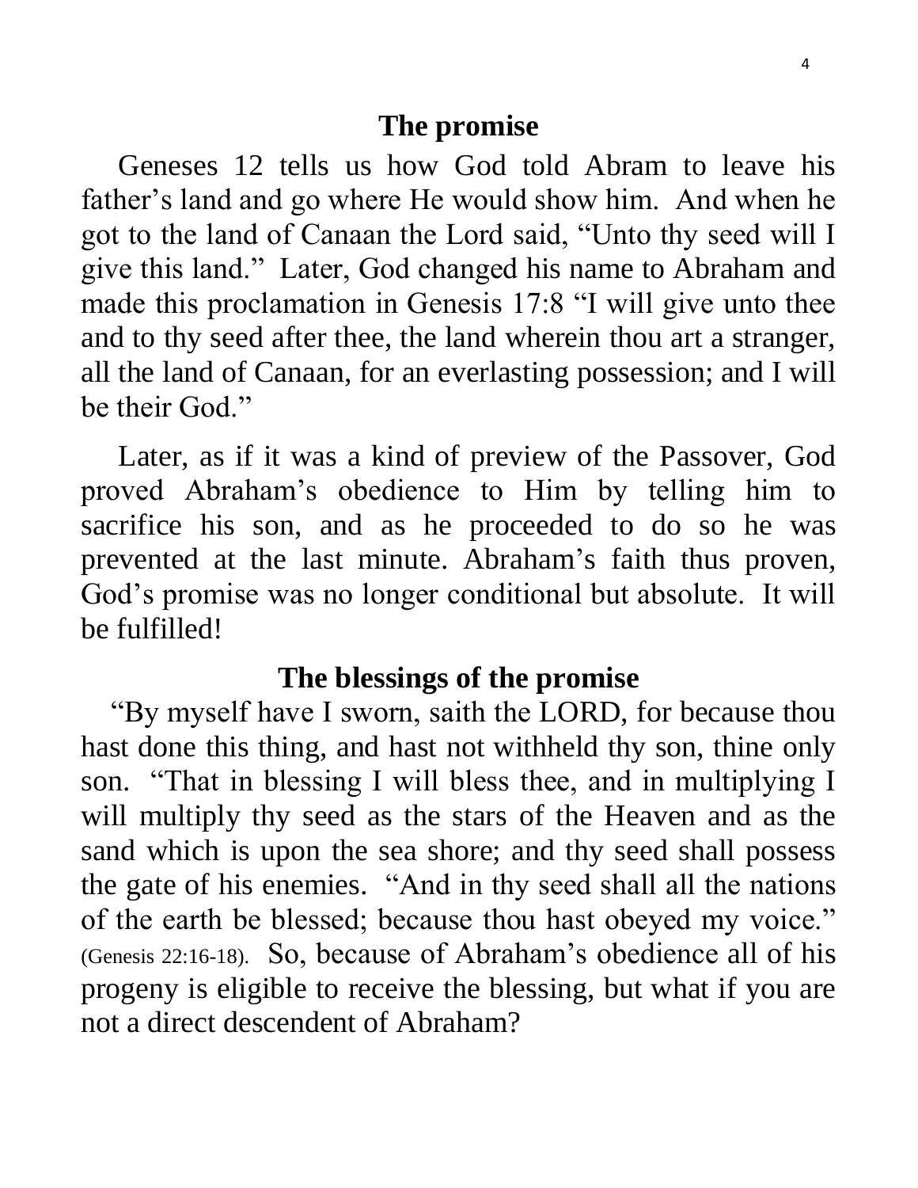## The promise

Geneses 12 tells us how God told Abram to leave his father's land and go where He would show him. And when he got to the land of Canaan the Lord said, "Unto thy seed will I give this land." Later, God changed his name to Abraham and made this proclamation in Genesis 17:8 "I will give unto thee and to thy seed after thee, the land wherein thou art a stranger, all the land of Canaan, for an everlasting possession; and I will be their God."

Later, as if it was a kind of preview of the Passover, God proved Abraham's obedience to Him by telling him to sacrifice his son, and as he proceeded to do so he was prevented at the last minute. Abraham's faith thus proven, God's promise was no longer conditional but absolute. It will be fulfilled!

## The blessings of the promise

"By myself have I sworn, saith the LORD, for because thou hast done this thing, and hast not withheld thy son, thine only son. "That in blessing I will bless thee, and in multiplying I will multiply thy seed as the stars of the Heaven and as the sand which is upon the sea shore; and thy seed shall possess the gate of his enemies. "And in thy seed shall all the nations of the earth be blessed; because thou hast obeyed my voice." (Genesis 22:16-18). So, because of Abraham's obedience all of his progeny is eligible to receive the blessing, but what if you are not a direct descendent of Abraham?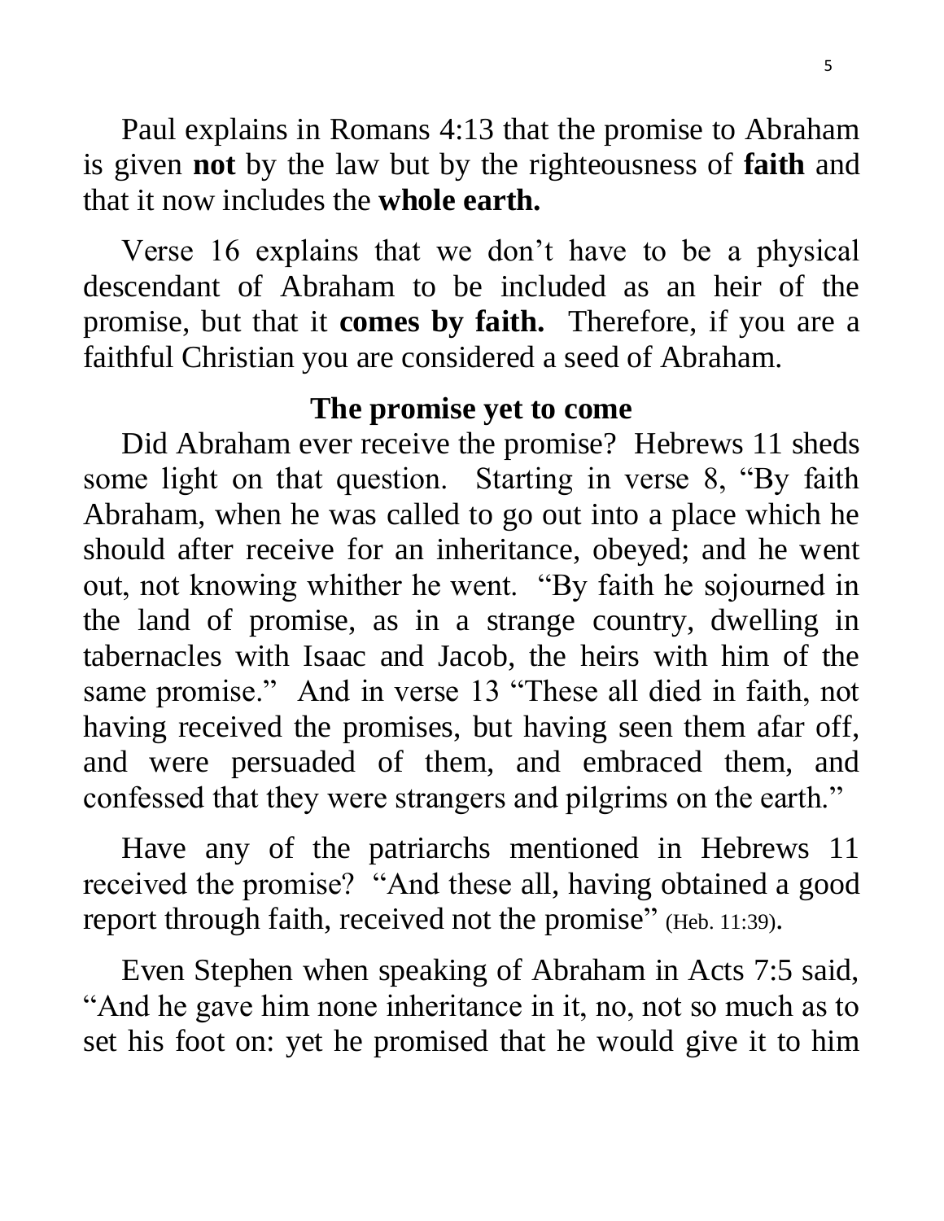Paul explains in Romans 4:13 that the promise to Abraham is given **not** by the law but by the righteousness of **faith** and that it now includes the **whole earth.**

Verse 16 explains that we don't have to be a physical descendant of Abraham to be included as an heir of the promise, but that it **comes by faith.** Therefore, if you are a faithful Christian you are considered a seed of Abraham.

### The promise yet to come

Did Abraham ever receive the promise? Hebrews 11 sheds some light on that question. Starting in verse 8, "By faith Abraham, when he was called to go out into a place which he should after receive for an inheritance, obeyed; and he went out, not knowing whither he went. "By faith he sojourned in the land of promise, as in a strange country, dwelling in tabernacles with Isaac and Jacob, the heirs with him of the same promise." And in verse 13 "These all died in faith, not having received the promises, but having seen them afar off, and were persuaded of them, and embraced them, and confessed that they were strangers and pilgrims on the earth."

Have any of the patriarchs mentioned in Hebrews 11 received the promise? "And these all, having obtained a good report through faith, received not the promise" (Heb. 11:39).

Even Stephen when speaking of Abraham in Acts 7:5 said, "And he gave him none inheritance in it, no, not so much as to set his foot on: yet he promised that he would give it to him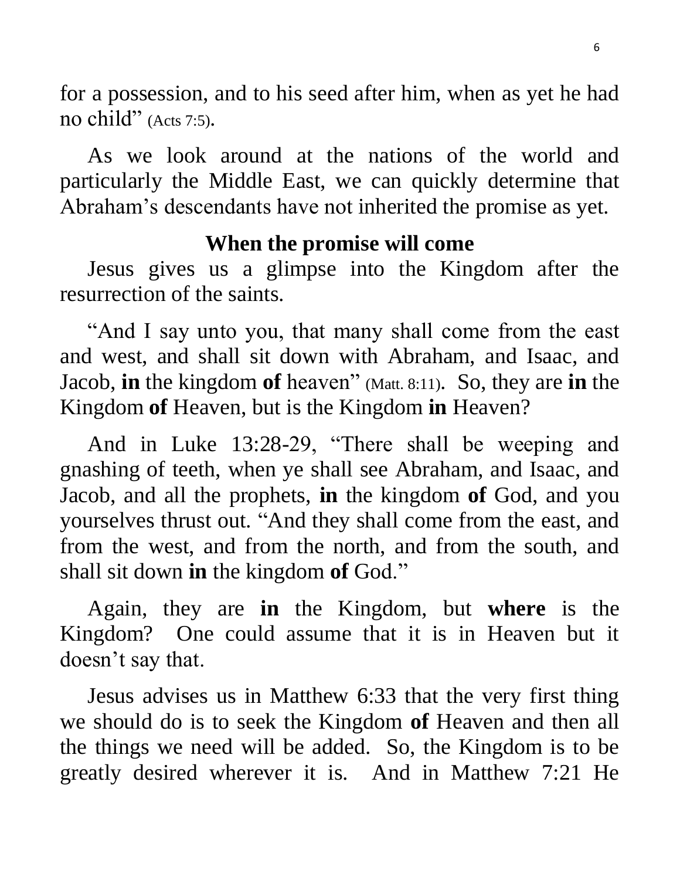for a possession, and to his seed after him, when as yet he had no child" (Acts 7:5).

As we look around at the nations of the world and particularly the Middle East, we can quickly determine that Abraham's descendants have not inherited the promise as yet.

### When the promise will come

Jesus gives us a glimpse into the Kingdom after the resurrection of the saints.

"And I say unto you, that many shall come from the east and west, and shall sit down with Abraham, and Isaac, and Jacob, **in** the kingdom **of** heaven" (Matt. 8:11). So, they are **in** the Kingdom **of** Heaven, but is the Kingdom **in** Heaven?

And in Luke 13:28-29, "There shall be weeping and gnashing of teeth, when ye shall see Abraham, and Isaac, and Jacob, and all the prophets, **in** the kingdom **of** God, and you yourselves thrust out. "And they shall come from the east, and from the west, and from the north, and from the south, and shall sit down **in** the kingdom **of** God."

Again, they are **in** the Kingdom, but **where** is the Kingdom? One could assume that it is in Heaven but it doesn't say that.

Jesus advises us in Matthew 6:33 that the very first thing we should do is to seek the Kingdom **of** Heaven and then all the things we need will be added. So, the Kingdom is to be greatly desired wherever it is. And in Matthew 7:21 He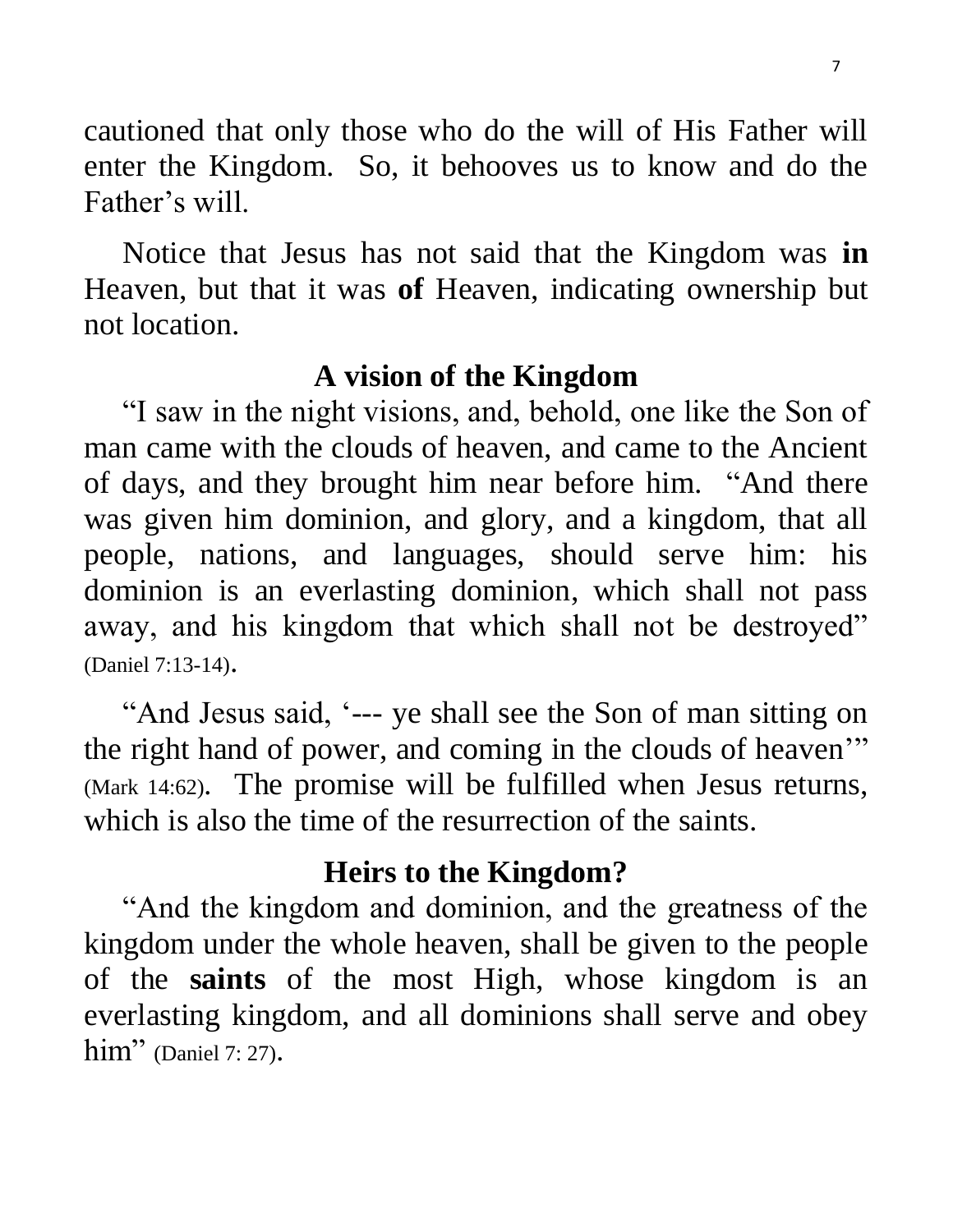cautioned that only those who do the will of His Father will enter the Kingdom. So, it behooves us to know and do the Father's will.

Notice that Jesus has not said that the Kingdom was **in** Heaven, but that it was **of** Heaven, indicating ownership but not location.

### A vision of the Kingdom

"I saw in the night visions, and, behold, one like the Son of man came with the clouds of heaven, and came to the Ancient of days, and they brought him near before him. "And there was given him dominion, and glory, and a kingdom, that all people, nations, and languages, should serve him: his dominion is an everlasting dominion, which shall not pass away, and his kingdom that which shall not be destroyed" (Daniel 7:13-14).

"And Jesus said, '--- ye shall see the Son of man sitting on the right hand of power, and coming in the clouds of heaven'" (Mark 14:62). The promise will be fulfilled when Jesus returns, which is also the time of the resurrection of the saints.

### Heirs to the Kingdom?

"And the kingdom and dominion, and the greatness of the kingdom under the whole heaven, shall be given to the people of the **saints** of the most High, whose kingdom is an everlasting kingdom, and all dominions shall serve and obey him" (Daniel 7: 27).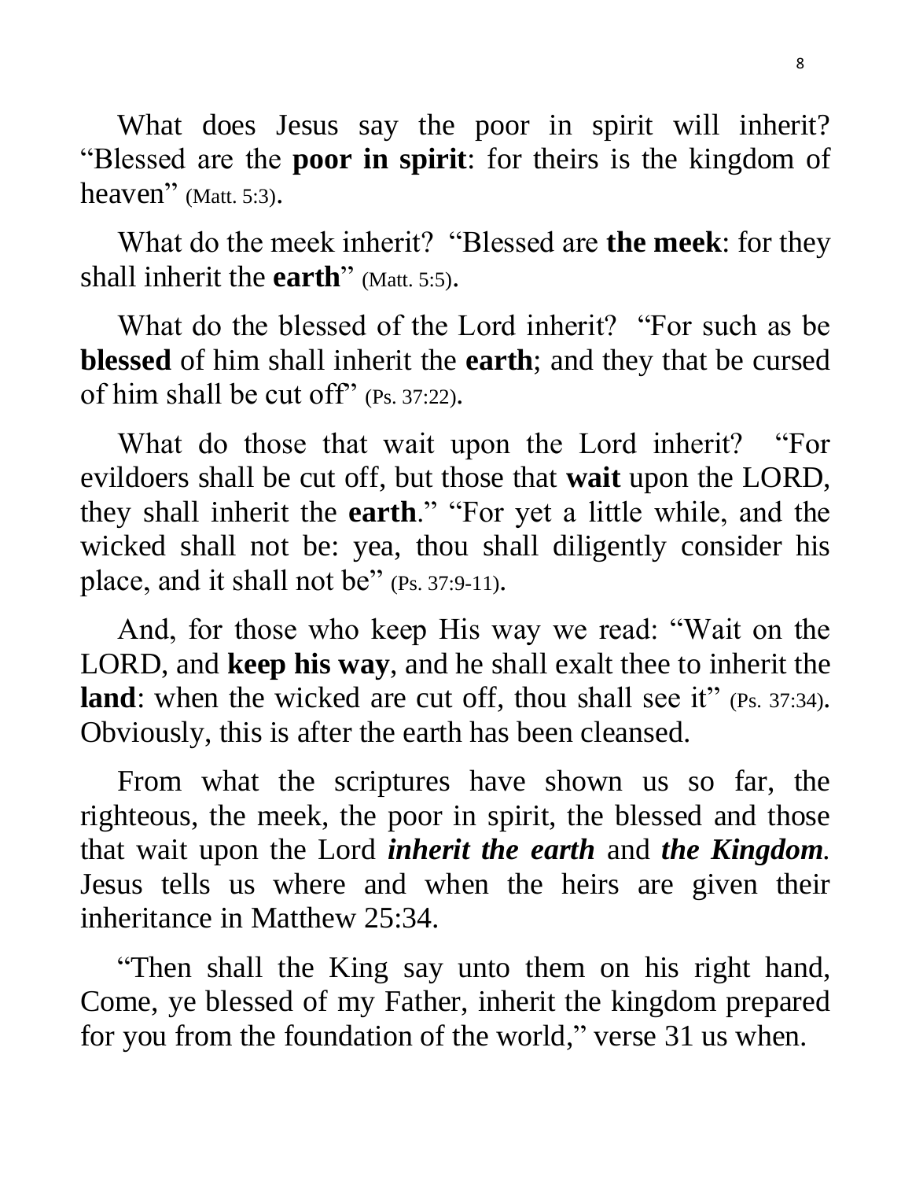What does Jesus say the poor in spirit will inherit? “Blessed are the **poor in spirit**: for theirs is the kingdom of heaven” (Matt. 5:3).

What do the meek inherit? “Blessed are **the meek**: for they shall inherit the **earth**” (Matt. 5:5).

What do the blessed of the Lord inherit? “For such as be **blessed** of him shall inherit the **earth**; and they that be cursed of him shall be cut off” (Ps. 37:22).

What do those that wait upon the Lord inherit? “For evildoers shall be cut off, but those that **wait** upon the LORD, they shall inherit the **earth**.” “For yet a little while, and the wicked shall not be: yea, thou shall diligently consider his place, and it shall not be” (Ps. 37:9-11).

And, for those who keep His way we read: “Wait on the LORD, and **keep his way**, and he shall exalt thee to inherit the **land**: when the wicked are cut off, thou shall see it” (Ps. 37:34). Obviously, this is after the earth has been cleansed.

From what the scriptures have shown us so far, the righteous, the meek, the poor in spirit, the blessed and those that wait upon the Lord ***inherit the earth*** and ***the Kingdom***. Jesus tells us where and when the heirs are given their inheritance in Matthew 25:34.

“Then shall the King say unto them on his right hand, Come, ye blessed of my Father, inherit the kingdom prepared for you from the foundation of the world,” verse 31 us when.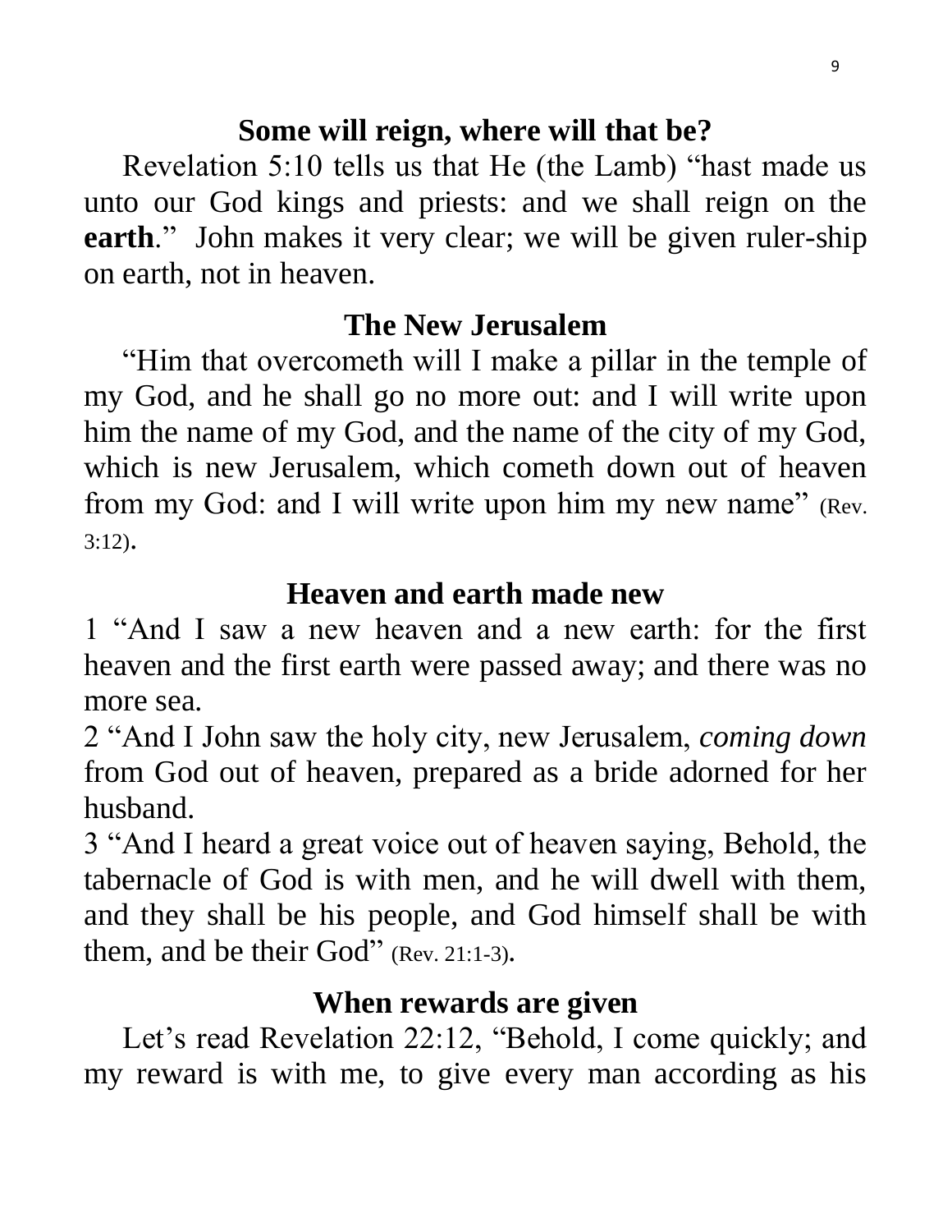### Some will reign, where will that be?

Revelation 5:10 tells us that He (the Lamb) "hast made us unto our God kings and priests: and we shall reign on the **earth**." John makes it very clear; we will be given ruler-ship on earth, not in heaven.

### The New Jerusalem

"Him that overcometh will I make a pillar in the temple of my God, and he shall go no more out: and I will write upon him the name of my God, and the name of the city of my God, which is new Jerusalem, which cometh down out of heaven from my God: and I will write upon him my new name" (Rev. 3:12).

### Heaven and earth made new

1 "And I saw a new heaven and a new earth: for the first heaven and the first earth were passed away; and there was no more sea.

2 "And I John saw the holy city, new Jerusalem, *coming down* from God out of heaven, prepared as a bride adorned for her husband.

3 "And I heard a great voice out of heaven saying, Behold, the tabernacle of God is with men, and he will dwell with them, and they shall be his people, and God himself shall be with them, and be their God" (Rev. 21:1-3).

### When rewards are given

Let's read Revelation 22:12, "Behold, I come quickly; and my reward is with me, to give every man according as his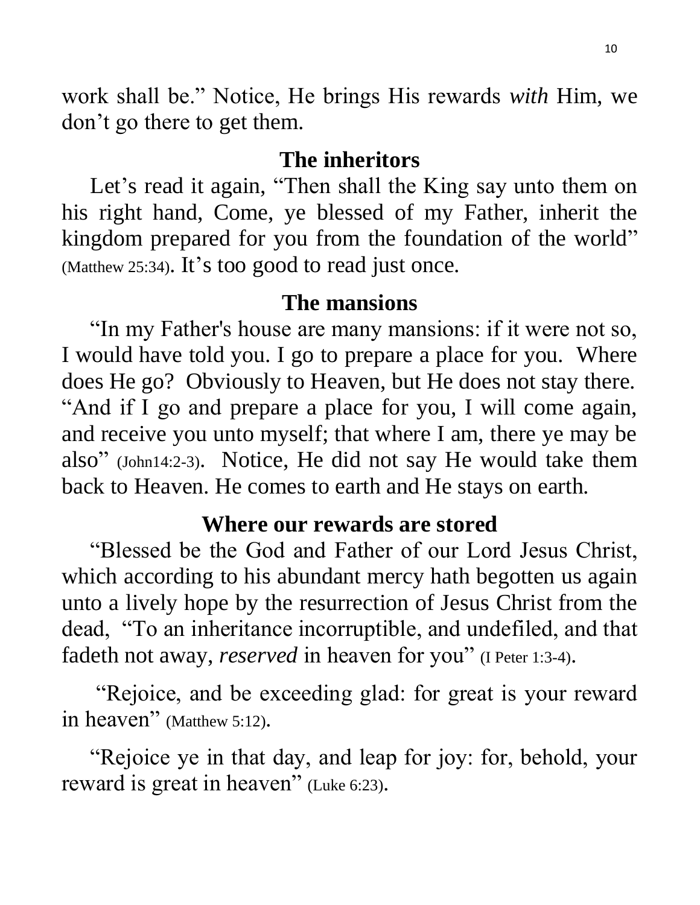work shall be." Notice, He brings His rewards *with* Him, we don't go there to get them.

## The inheritors

Let's read it again, "Then shall the King say unto them on his right hand, Come, ye blessed of my Father, inherit the kingdom prepared for you from the foundation of the world" (Matthew 25:34). It's too good to read just once.

## The mansions

"In my Father's house are many mansions: if it were not so, I would have told you. I go to prepare a place for you. Where does He go? Obviously to Heaven, but He does not stay there. "And if I go and prepare a place for you, I will come again, and receive you unto myself; that where I am, there ye may be also" (John14:2-3). Notice, He did not say He would take them back to Heaven. He comes to earth and He stays on earth.

## Where our rewards are stored

"Blessed be the God and Father of our Lord Jesus Christ, which according to his abundant mercy hath begotten us again unto a lively hope by the resurrection of Jesus Christ from the dead, "To an inheritance incorruptible, and undefiled, and that fadeth not away, *reserved* in heaven for you" (I Peter 1:3-4).

"Rejoice, and be exceeding glad: for great is your reward in heaven" (Matthew 5:12).

"Rejoice ye in that day, and leap for joy: for, behold, your reward is great in heaven" (Luke 6:23).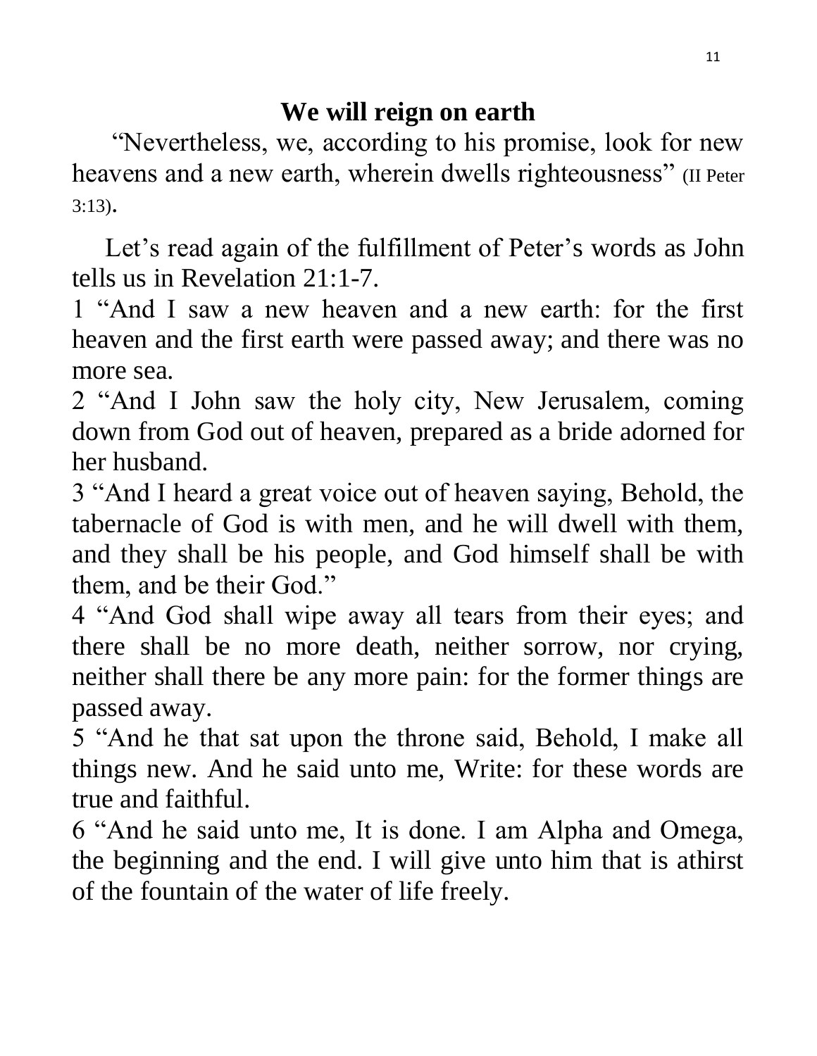## We will reign on earth

"Nevertheless, we, according to his promise, look for new heavens and a new earth, wherein dwells righteousness" (II Peter 3:13).

Let's read again of the fulfillment of Peter's words as John tells us in Revelation 21:1-7.

1 "And I saw a new heaven and a new earth: for the first heaven and the first earth were passed away; and there was no more sea.

2 "And I John saw the holy city, New Jerusalem, coming down from God out of heaven, prepared as a bride adorned for her husband.

3 "And I heard a great voice out of heaven saying, Behold, the tabernacle of God is with men, and he will dwell with them, and they shall be his people, and God himself shall be with them, and be their God."

4 "And God shall wipe away all tears from their eyes; and there shall be no more death, neither sorrow, nor crying, neither shall there be any more pain: for the former things are passed away.

5 "And he that sat upon the throne said, Behold, I make all things new. And he said unto me, Write: for these words are true and faithful.

6 "And he said unto me, It is done. I am Alpha and Omega, the beginning and the end. I will give unto him that is athirst of the fountain of the water of life freely.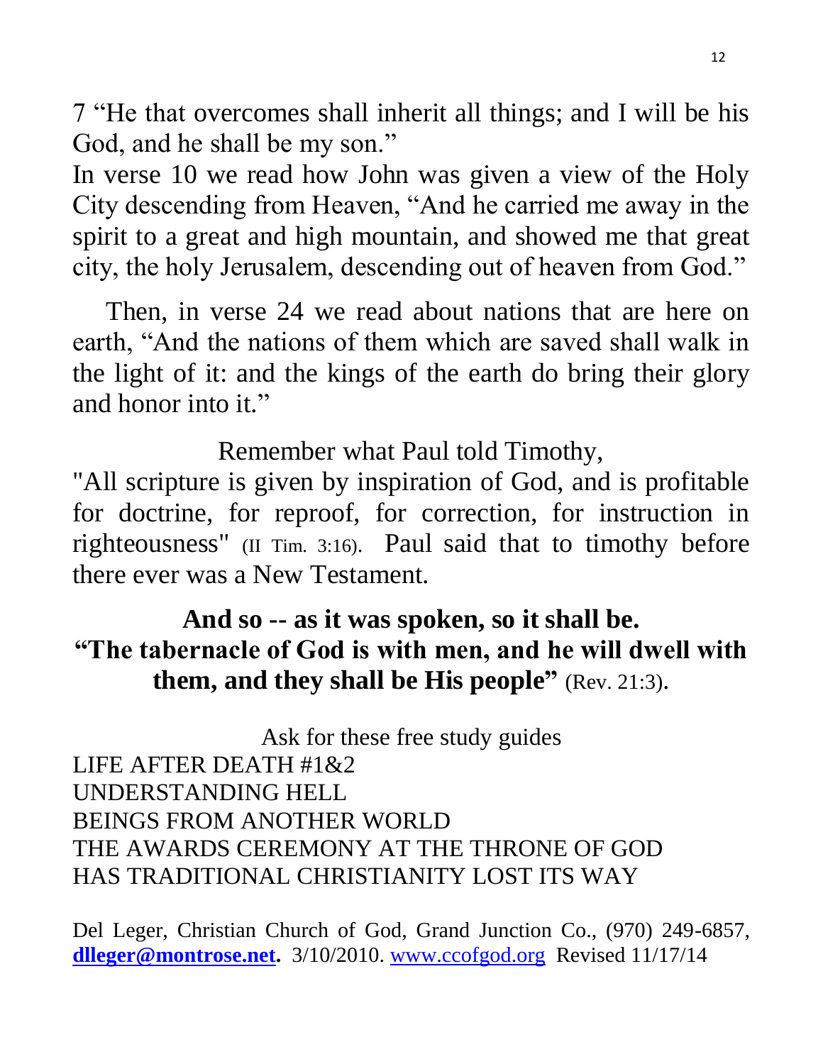7 “He that overcomes shall inherit all things; and I will be his God, and he shall be my son.”

In verse 10 we read how John was given a view of the Holy City descending from Heaven, “And he carried me away in the spirit to a great and high mountain, and showed me that great city, the holy Jerusalem, descending out of heaven from God.”

Then, in verse 24 we read about nations that are here on earth, “And the nations of them which are saved shall walk in the light of it: and the kings of the earth do bring their glory and honor into it.”

Remember what Paul told Timothy,

"All scripture is given by inspiration of God, and is profitable for doctrine, for reproof, for correction, for instruction in righteousness" (II Tim. 3:16). Paul said that to timothy before there ever was a New Testament.

**And so -- as it was spoken, so it shall be.**
**“The tabernacle of God is with men, and he will dwell with them, and they shall be His people”** (Rev. 21:3).

Ask for these free study guides

LIFE AFTER DEATH #1&2
UNDERSTANDING HELL
BEINGS FROM ANOTHER WORLD
THE AWARDS CEREMONY AT THE THRONE OF GOD
HAS TRADITIONAL CHRISTIANITY LOST ITS WAY

Del Leger, Christian Church of God, Grand Junction Co., (970) 249-6857, **dlleger@montrose.net.** 3/10/2010. www.ccofgod.org Revised 11/17/14